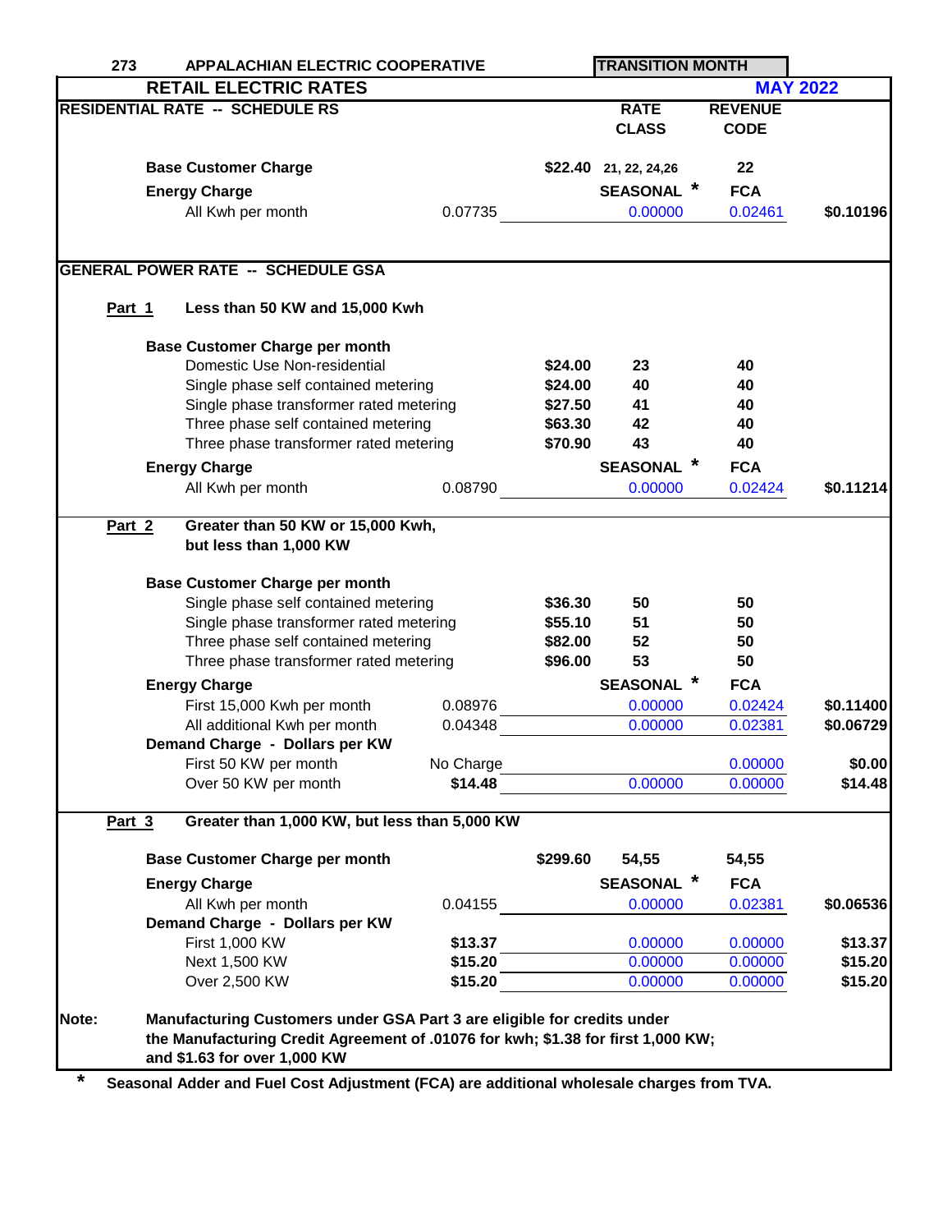273 APPALACHIAN ELECTRIC COOPERATIVE — TRANSITION MONTH

# RETAIL ELECTRIC RATES — MAY 2022

## RESIDENTIAL RATE -- SCHEDULE RS

| | Base Rate | Charge | RATE CLASS | REVENUE CODE | Total |
|---|---|---|---|---|---|
| **Base Customer Charge** | | $22.40 | 21, 22, 24,26 | 22 | |
| **Energy Charge** | | | SEASONAL * | FCA | |
| All Kwh per month | 0.07735 | | 0.00000 | 0.02461 | $0.10196 |

## GENERAL POWER RATE -- SCHEDULE GSA

### Part 1 — Less than 50 KW and 15,000 Kwh

| | Base Rate | Charge | Rate Class | Revenue Code | Total |
|---|---|---|---|---|---|
| **Base Customer Charge per month** | | | | | |
| Domestic Use Non-residential | | $24.00 | 23 | 40 | |
| Single phase self contained metering | | $24.00 | 40 | 40 | |
| Single phase transformer rated metering | | $27.50 | 41 | 40 | |
| Three phase self contained metering | | $63.30 | 42 | 40 | |
| Three phase transformer rated metering | | $70.90 | 43 | 40 | |
| **Energy Charge** | | | SEASONAL * | FCA | |
| All Kwh per month | 0.08790 | | 0.00000 | 0.02424 | $0.11214 |

### Part 2 — Greater than 50 KW or 15,000 Kwh, but less than 1,000 KW

| | Base Rate | Charge | Rate Class | Revenue Code | Total |
|---|---|---|---|---|---|
| **Base Customer Charge per month** | | | | | |
| Single phase self contained metering | | $36.30 | 50 | 50 | |
| Single phase transformer rated metering | | $55.10 | 51 | 50 | |
| Three phase self contained metering | | $82.00 | 52 | 50 | |
| Three phase transformer rated metering | | $96.00 | 53 | 50 | |
| **Energy Charge** | | | SEASONAL * | FCA | |
| First 15,000 Kwh per month | 0.08976 | | 0.00000 | 0.02424 | $0.11400 |
| All additional Kwh per month | 0.04348 | | 0.00000 | 0.02381 | $0.06729 |
| **Demand Charge - Dollars per KW** | | | | | |
| First 50 KW per month | No Charge | | | 0.00000 | $0.00 |
| Over 50 KW per month | $14.48 | | 0.00000 | 0.00000 | $14.48 |

### Part 3 — Greater than 1,000 KW, but less than 5,000 KW

| | Base Rate | Charge | Rate Class | Revenue Code | Total |
|---|---|---|---|---|---|
| **Base Customer Charge per month** | | $299.60 | 54,55 | 54,55 | |
| **Energy Charge** | | | SEASONAL * | FCA | |
| All Kwh per month | 0.04155 | | 0.00000 | 0.02381 | $0.06536 |
| **Demand Charge - Dollars per KW** | | | | | |
| First 1,000 KW | $13.37 | | 0.00000 | 0.00000 | $13.37 |
| Next 1,500 KW | $15.20 | | 0.00000 | 0.00000 | $15.20 |
| Over 2,500 KW | $15.20 | | 0.00000 | 0.00000 | $15.20 |

**Note:** **Manufacturing Customers under GSA Part 3 are eligible for credits under the Manufacturing Credit Agreement of .01076 for kwh; $1.38 for first 1,000 KW; and $1.63 for over 1,000 KW**

\* **Seasonal Adder and Fuel Cost Adjustment (FCA) are additional wholesale charges from TVA.**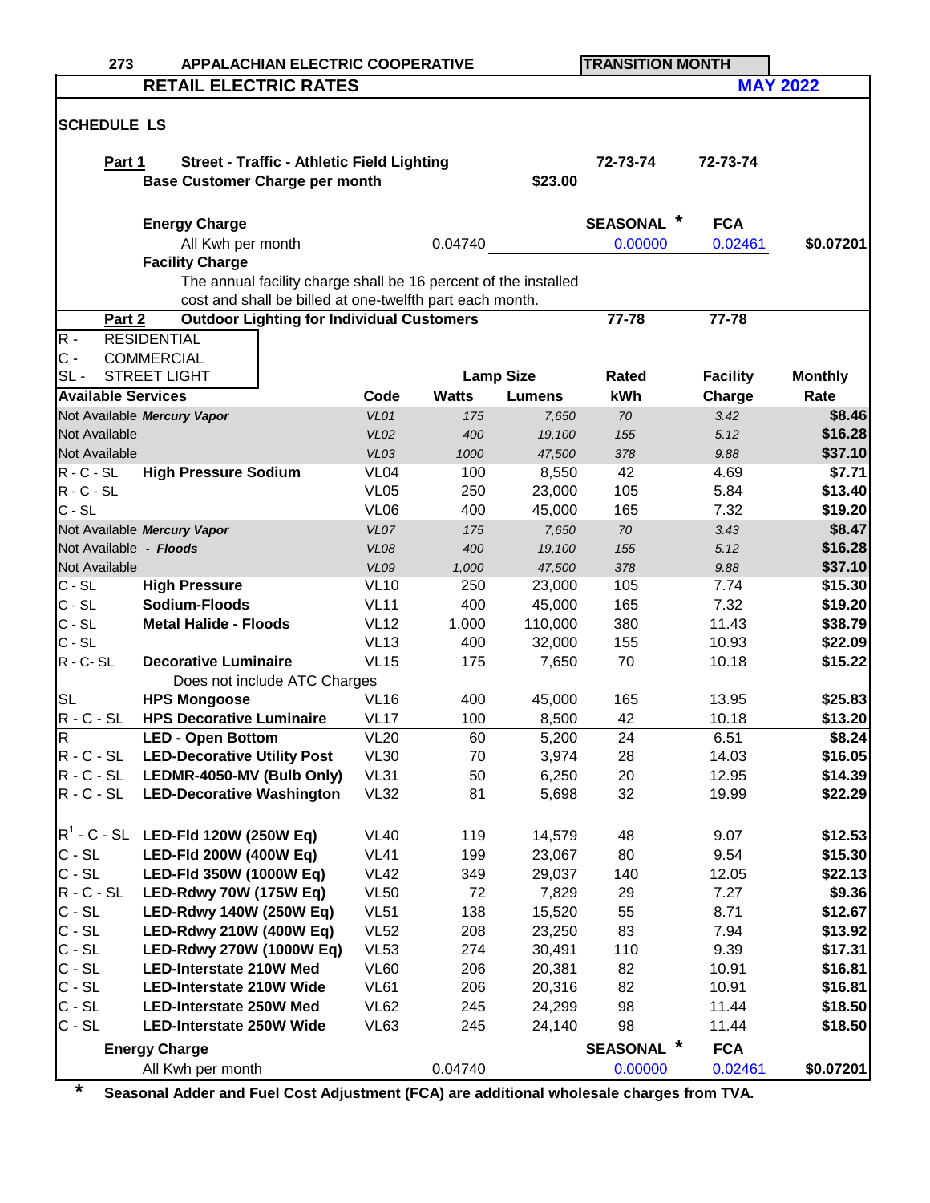273 APPALACHIAN ELECTRIC COOPERATIVE — TRANSITION MONTH

# RETAIL ELECTRIC RATES — MAY 2022

## SCHEDULE LS

**Part 1** **Street - Traffic - Athletic Field Lighting** — 72-73-74 — 72-73-74

**Base Customer Charge per month** $23.00

**Energy Charge**

| | Rate | SEASONAL * | FCA | Total |
|---|---|---|---|---|
| All Kwh per month | 0.04740 | 0.00000 | 0.02461 | $0.07201 |

**Facility Charge**

The annual facility charge shall be 16 percent of the installed cost and shall be billed at one-twelfth part each month.

**Part 2** **Outdoor Lighting for Individual Customers** — 77-78 — 77-78

R - RESIDENTIAL
C - COMMERCIAL
SL - STREET LIGHT

| Available Services | | Code | Lamp Size Watts | Lamp Size Lumens | Rated kWh | Facility Charge | Monthly Rate |
|---|---|---|---|---|---|---|---|
| Not Available | *Mercury Vapor* | *VL01* | *175* | *7,650* | *70* | *3.42* | $8.46 |
| Not Available | | *VL02* | *400* | *19,100* | *155* | *5.12* | $16.28 |
| Not Available | | *VL03* | *1000* | *47,500* | *378* | *9.88* | $37.10 |
| R - C - SL | **High Pressure Sodium** | VL04 | 100 | 8,550 | 42 | 4.69 | $7.71 |
| R - C - SL | | VL05 | 250 | 23,000 | 105 | 5.84 | $13.40 |
| C - SL | | VL06 | 400 | 45,000 | 165 | 7.32 | $19.20 |
| Not Available | *Mercury Vapor* | *VL07* | *175* | *7,650* | *70* | *3.43* | $8.47 |
| Not Available | *- Floods* | *VL08* | *400* | *19,100* | *155* | *5.12* | $16.28 |
| Not Available | | *VL09* | *1,000* | *47,500* | *378* | *9.88* | $37.10 |
| C - SL | **High Pressure** | VL10 | 250 | 23,000 | 105 | 7.74 | $15.30 |
| C - SL | **Sodium-Floods** | VL11 | 400 | 45,000 | 165 | 7.32 | $19.20 |
| C - SL | **Metal Halide - Floods** | VL12 | 1,000 | 110,000 | 380 | 11.43 | $38.79 |
| C - SL | | VL13 | 400 | 32,000 | 155 | 10.93 | $22.09 |
| R - C- SL | **Decorative Luminaire** (Does not include ATC Charges) | VL15 | 175 | 7,650 | 70 | 10.18 | $15.22 |
| SL | **HPS Mongoose** | VL16 | 400 | 45,000 | 165 | 13.95 | $25.83 |
| R - C - SL | **HPS Decorative Luminaire** | VL17 | 100 | 8,500 | 42 | 10.18 | $13.20 |
| R | **LED - Open Bottom** | VL20 | 60 | 5,200 | 24 | 6.51 | $8.24 |
| R - C - SL | **LED-Decorative Utility Post** | VL30 | 70 | 3,974 | 28 | 14.03 | $16.05 |
| R - C - SL | **LEDMR-4050-MV (Bulb Only)** | VL31 | 50 | 6,250 | 20 | 12.95 | $14.39 |
| R - C - SL | **LED-Decorative Washington** | VL32 | 81 | 5,698 | 32 | 19.99 | $22.29 |
| R[1] - C - SL | **LED-Fld 120W (250W Eq)** | VL40 | 119 | 14,579 | 48 | 9.07 | $12.53 |
| C - SL | **LED-Fld 200W (400W Eq)** | VL41 | 199 | 23,067 | 80 | 9.54 | $15.30 |
| C - SL | **LED-Fld 350W (1000W Eq)** | VL42 | 349 | 29,037 | 140 | 12.05 | $22.13 |
| R - C - SL | **LED-Rdwy 70W (175W Eq)** | VL50 | 72 | 7,829 | 29 | 7.27 | $9.36 |
| C - SL | **LED-Rdwy 140W (250W Eq)** | VL51 | 138 | 15,520 | 55 | 8.71 | $12.67 |
| C - SL | **LED-Rdwy 210W (400W Eq)** | VL52 | 208 | 23,250 | 83 | 7.94 | $13.92 |
| C - SL | **LED-Rdwy 270W (1000W Eq)** | VL53 | 274 | 30,491 | 110 | 9.39 | $17.31 |
| C - SL | **LED-Interstate 210W Med** | VL60 | 206 | 20,381 | 82 | 10.91 | $16.81 |
| C - SL | **LED-Interstate 210W Wide** | VL61 | 206 | 20,316 | 82 | 10.91 | $16.81 |
| C - SL | **LED-Interstate 250W Med** | VL62 | 245 | 24,299 | 98 | 11.44 | $18.50 |
| C - SL | **LED-Interstate 250W Wide** | VL63 | 245 | 24,140 | 98 | 11.44 | $18.50 |

**Energy Charge**

| | Rate | SEASONAL * | FCA | Total |
|---|---|---|---|---|
| All Kwh per month | 0.04740 | 0.00000 | 0.02461 | $0.07201 |

\* **Seasonal Adder and Fuel Cost Adjustment (FCA) are additional wholesale charges from TVA.**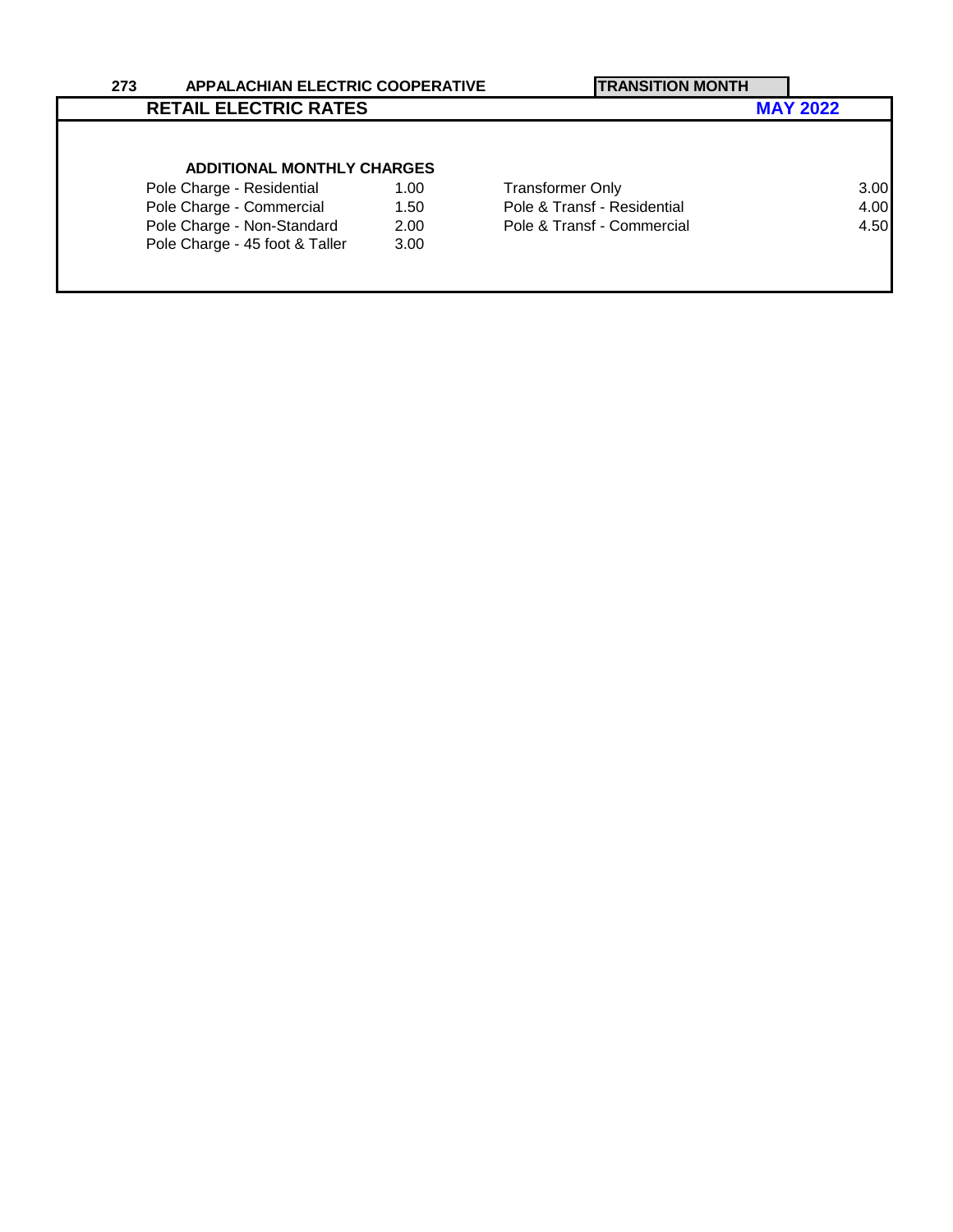273 APPALACHIAN ELECTRIC COOPERATIVE

TRANSITION MONTH

## RETAIL ELECTRIC RATES

**MAY 2022**

### ADDITIONAL MONTHLY CHARGES

| | | | |
|---|---|---|---|
| Pole Charge - Residential | 1.00 | Transformer Only | 3.00 |
| Pole Charge - Commercial | 1.50 | Pole & Transf - Residential | 4.00 |
| Pole Charge - Non-Standard | 2.00 | Pole & Transf - Commercial | 4.50 |
| Pole Charge - 45 foot & Taller | 3.00 | | |